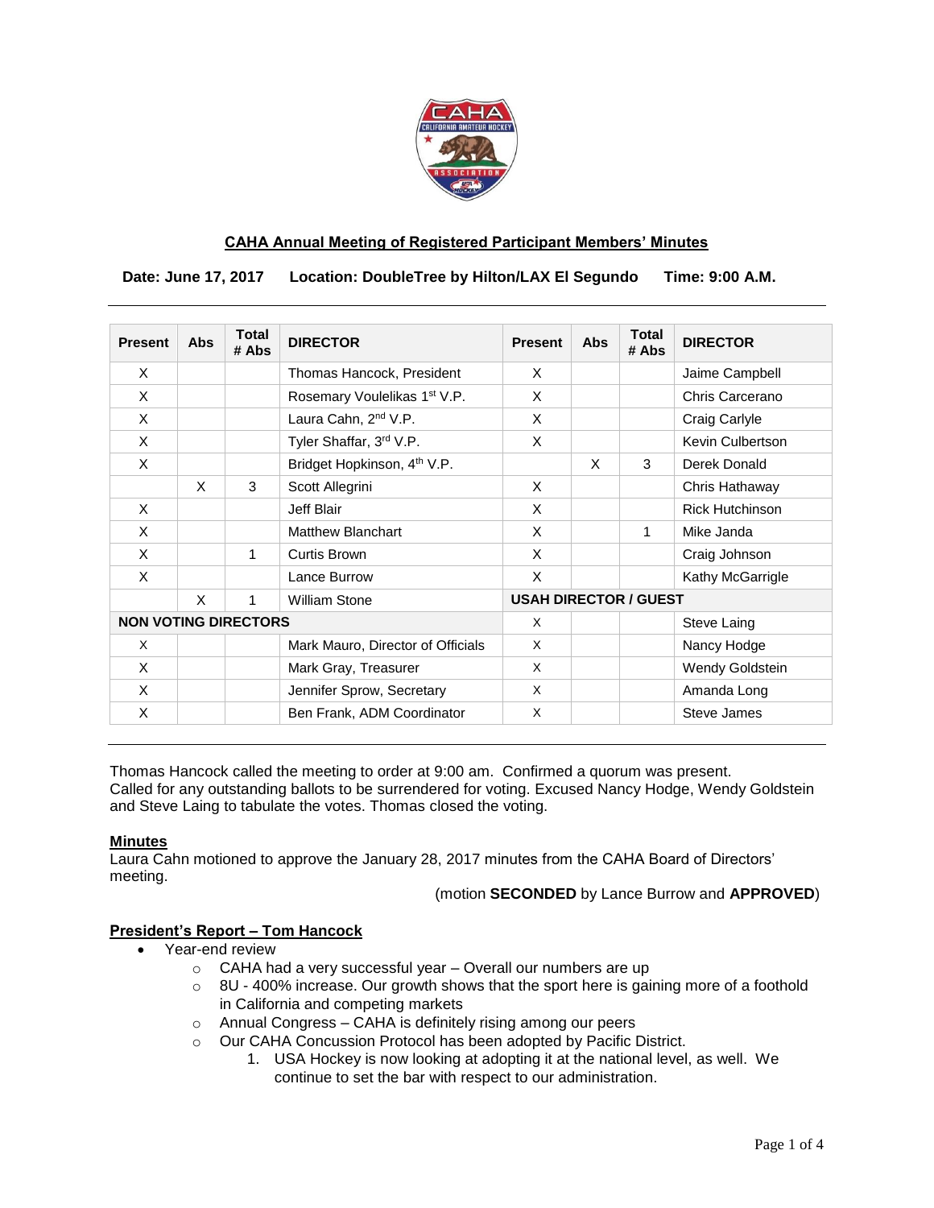## CAHA Annual Meeting of Registered Participant Members' Minutes

**Date: June 17, 2017 Location: DoubleTree by Hilton/LAX El Segundo Time: 9:00 A.M.**

| Present | Abs | Total # Abs | DIRECTOR | Present | Abs | Total # Abs | DIRECTOR |
|---|---|---|---|---|---|---|---|
| X | | | Thomas Hancock, President | X | | | Jaime Campbell |
| X | | | Rosemary Voulelikas 1st V.P. | X | | | Chris Carcerano |
| X | | | Laura Cahn, 2nd V.P. | X | | | Craig Carlyle |
| X | | | Tyler Shaffar, 3rd V.P. | X | | | Kevin Culbertson |
| X | | | Bridget Hopkinson, 4th V.P. | | X | 3 | Derek Donald |
| | X | 3 | Scott Allegrini | X | | | Chris Hathaway |
| X | | | Jeff Blair | X | | | Rick Hutchinson |
| X | | | Matthew Blanchart | X | | 1 | Mike Janda |
| X | | 1 | Curtis Brown | X | | | Craig Johnson |
| X | | | Lance Burrow | X | | | Kathy McGarrigle |
| | X | 1 | William Stone | **USAH DIRECTOR / GUEST** | | | |
| **NON VOTING DIRECTORS** | | | | X | | | Steve Laing |
| X | | | Mark Mauro, Director of Officials | X | | | Nancy Hodge |
| X | | | Mark Gray, Treasurer | X | | | Wendy Goldstein |
| X | | | Jennifer Sprow, Secretary | X | | | Amanda Long |
| X | | | Ben Frank, ADM Coordinator | X | | | Steve James |

Thomas Hancock called the meeting to order at 9:00 am. Confirmed a quorum was present.
Called for any outstanding ballots to be surrendered for voting. Excused Nancy Hodge, Wendy Goldstein and Steve Laing to tabulate the votes. Thomas closed the voting.

**Minutes**

Laura Cahn motioned to approve the January 28, 2017 minutes from the CAHA Board of Directors' meeting.

(motion **SECONDED** by Lance Burrow and **APPROVED**)

**President's Report – Tom Hancock**

- Year-end review
  - CAHA had a very successful year – Overall our numbers are up
  - 8U - 400% increase. Our growth shows that the sport here is gaining more of a foothold in California and competing markets
  - Annual Congress – CAHA is definitely rising among our peers
  - Our CAHA Concussion Protocol has been adopted by Pacific District.
    1. USA Hockey is now looking at adopting it at the national level, as well. We continue to set the bar with respect to our administration.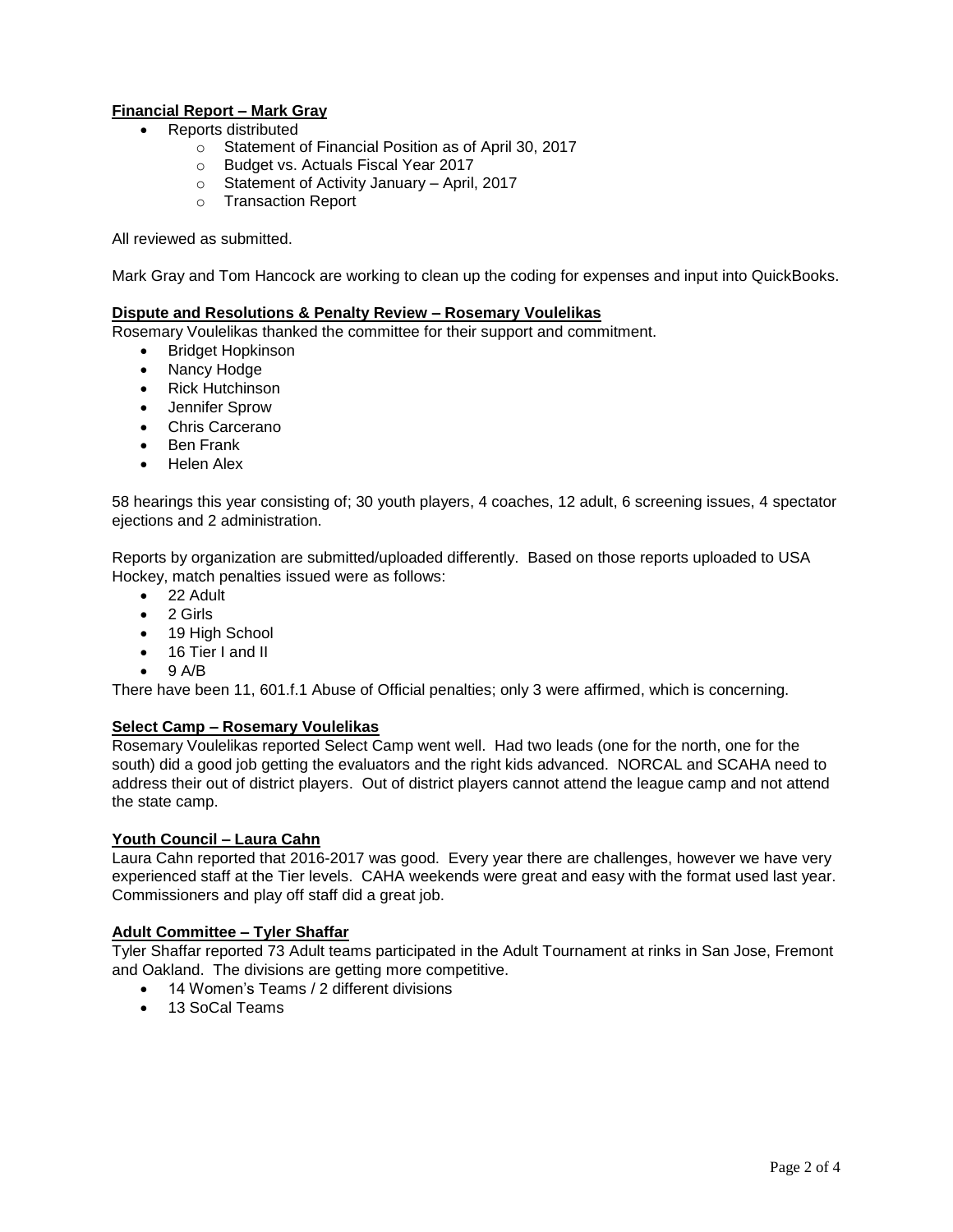**Financial Report – Mark Gray**

- Reports distributed
  - Statement of Financial Position as of April 30, 2017
  - Budget vs. Actuals Fiscal Year 2017
  - Statement of Activity January – April, 2017
  - Transaction Report

All reviewed as submitted.

Mark Gray and Tom Hancock are working to clean up the coding for expenses and input into QuickBooks.

**Dispute and Resolutions & Penalty Review – Rosemary Voulelikas**

Rosemary Voulelikas thanked the committee for their support and commitment.

- Bridget Hopkinson
- Nancy Hodge
- Rick Hutchinson
- Jennifer Sprow
- Chris Carcerano
- Ben Frank
- Helen Alex

58 hearings this year consisting of; 30 youth players, 4 coaches, 12 adult, 6 screening issues, 4 spectator ejections and 2 administration.

Reports by organization are submitted/uploaded differently. Based on those reports uploaded to USA Hockey, match penalties issued were as follows:

- 22 Adult
- 2 Girls
- 19 High School
- 16 Tier I and II
- 9 A/B

There have been 11, 601.f.1 Abuse of Official penalties; only 3 were affirmed, which is concerning.

**Select Camp – Rosemary Voulelikas**

Rosemary Voulelikas reported Select Camp went well. Had two leads (one for the north, one for the south) did a good job getting the evaluators and the right kids advanced. NORCAL and SCAHA need to address their out of district players. Out of district players cannot attend the league camp and not attend the state camp.

**Youth Council – Laura Cahn**

Laura Cahn reported that 2016-2017 was good. Every year there are challenges, however we have very experienced staff at the Tier levels. CAHA weekends were great and easy with the format used last year. Commissioners and play off staff did a great job.

**Adult Committee – Tyler Shaffar**

Tyler Shaffar reported 73 Adult teams participated in the Adult Tournament at rinks in San Jose, Fremont and Oakland. The divisions are getting more competitive.

- 14 Women's Teams / 2 different divisions
- 13 SoCal Teams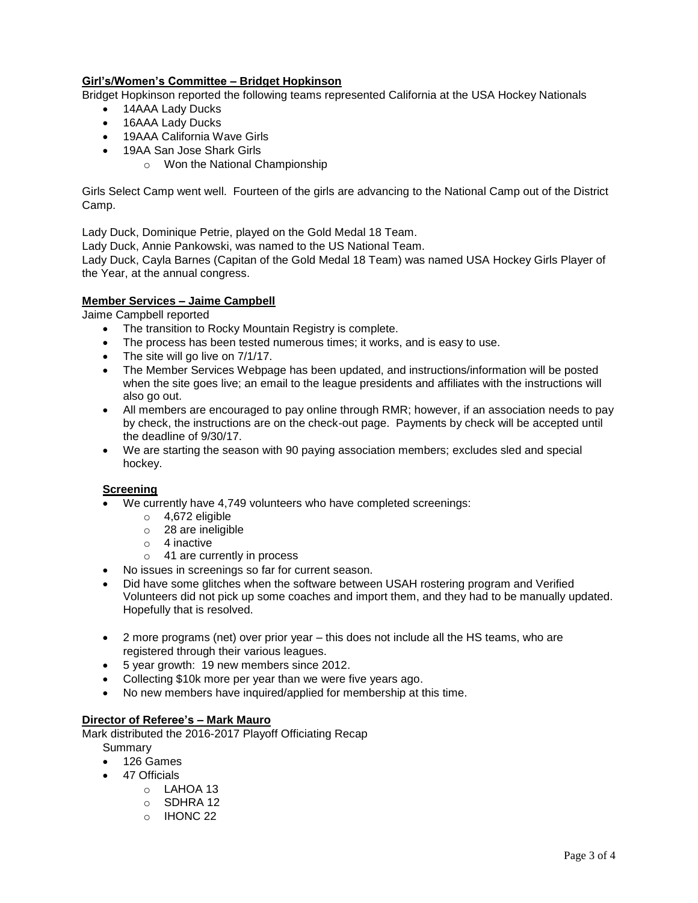## Girl's/Women's Committee – Bridget Hopkinson

Bridget Hopkinson reported the following teams represented California at the USA Hockey Nationals

- 14AAA Lady Ducks
- 16AAA Lady Ducks
- 19AAA California Wave Girls
- 19AA San Jose Shark Girls
  - Won the National Championship

Girls Select Camp went well. Fourteen of the girls are advancing to the National Camp out of the District Camp.

Lady Duck, Dominique Petrie, played on the Gold Medal 18 Team.
Lady Duck, Annie Pankowski, was named to the US National Team.
Lady Duck, Cayla Barnes (Capitan of the Gold Medal 18 Team) was named USA Hockey Girls Player of the Year, at the annual congress.

## Member Services – Jaime Campbell

Jaime Campbell reported

- The transition to Rocky Mountain Registry is complete.
- The process has been tested numerous times; it works, and is easy to use.
- The site will go live on 7/1/17.
- The Member Services Webpage has been updated, and instructions/information will be posted when the site goes live; an email to the league presidents and affiliates with the instructions will also go out.
- All members are encouraged to pay online through RMR; however, if an association needs to pay by check, the instructions are on the check-out page. Payments by check will be accepted until the deadline of 9/30/17.
- We are starting the season with 90 paying association members; excludes sled and special hockey.

### Screening

- We currently have 4,749 volunteers who have completed screenings:
  - 4,672 eligible
  - 28 are ineligible
  - 4 inactive
  - 41 are currently in process
- No issues in screenings so far for current season.
- Did have some glitches when the software between USAH rostering program and Verified Volunteers did not pick up some coaches and import them, and they had to be manually updated. Hopefully that is resolved.

- 2 more programs (net) over prior year – this does not include all the HS teams, who are registered through their various leagues.
- 5 year growth: 19 new members since 2012.
- Collecting $10k more per year than we were five years ago.
- No new members have inquired/applied for membership at this time.

## Director of Referee's – Mark Mauro

Mark distributed the 2016-2017 Playoff Officiating Recap

Summary

- 126 Games
- 47 Officials
  - LAHOA 13
  - SDHRA 12
  - IHONC 22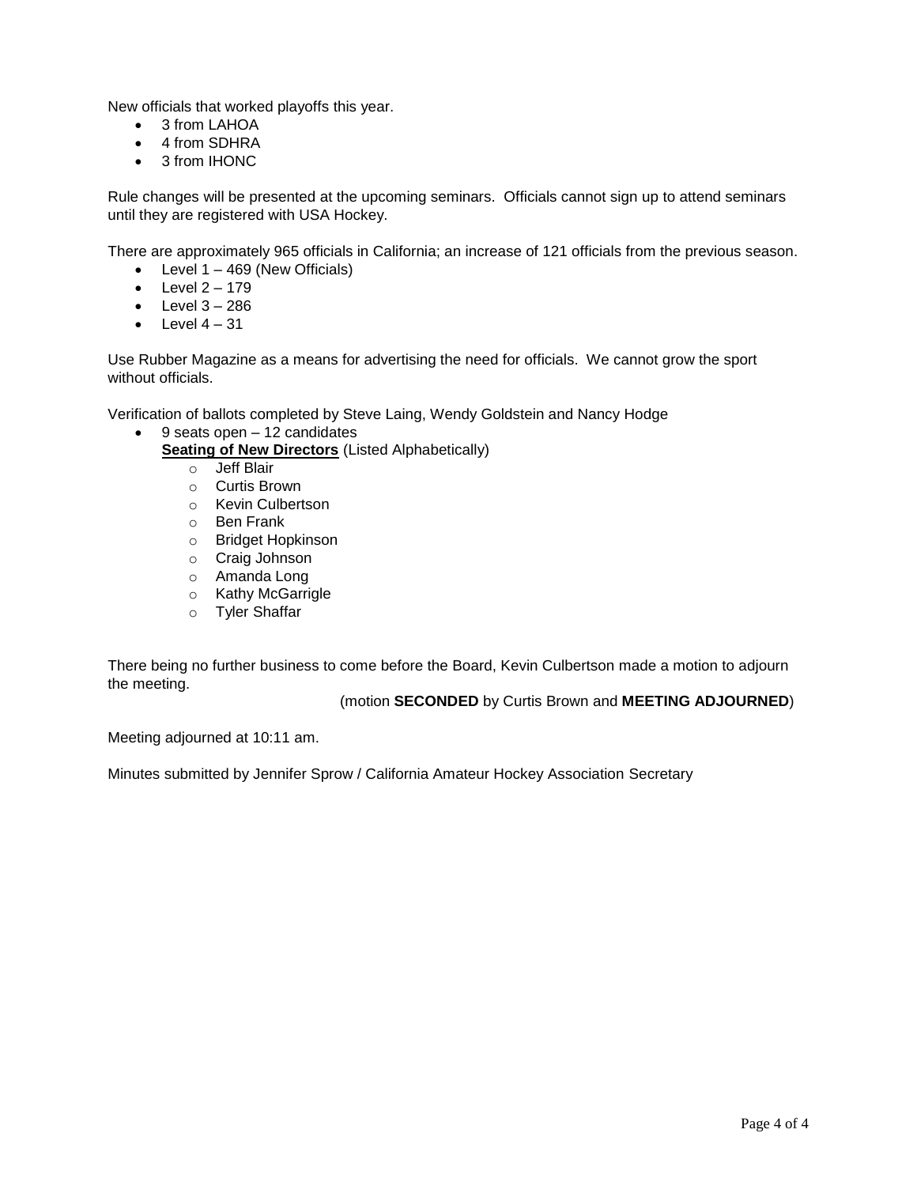New officials that worked playoffs this year.

- 3 from LAHOA
- 4 from SDHRA
- 3 from IHONC

Rule changes will be presented at the upcoming seminars. Officials cannot sign up to attend seminars until they are registered with USA Hockey.

There are approximately 965 officials in California; an increase of 121 officials from the previous season.

- Level 1 – 469 (New Officials)
- Level 2 – 179
- Level 3 – 286
- Level 4 – 31

Use Rubber Magazine as a means for advertising the need for officials. We cannot grow the sport without officials.

Verification of ballots completed by Steve Laing, Wendy Goldstein and Nancy Hodge

- 9 seats open – 12 candidates

  <u>**Seating of New Directors**</u> (Listed Alphabetically)

  - Jeff Blair
  - Curtis Brown
  - Kevin Culbertson
  - Ben Frank
  - Bridget Hopkinson
  - Craig Johnson
  - Amanda Long
  - Kathy McGarrigle
  - Tyler Shaffar

There being no further business to come before the Board, Kevin Culbertson made a motion to adjourn the meeting.

(motion **SECONDED** by Curtis Brown and **MEETING ADJOURNED**)

Meeting adjourned at 10:11 am.

Minutes submitted by Jennifer Sprow / California Amateur Hockey Association Secretary